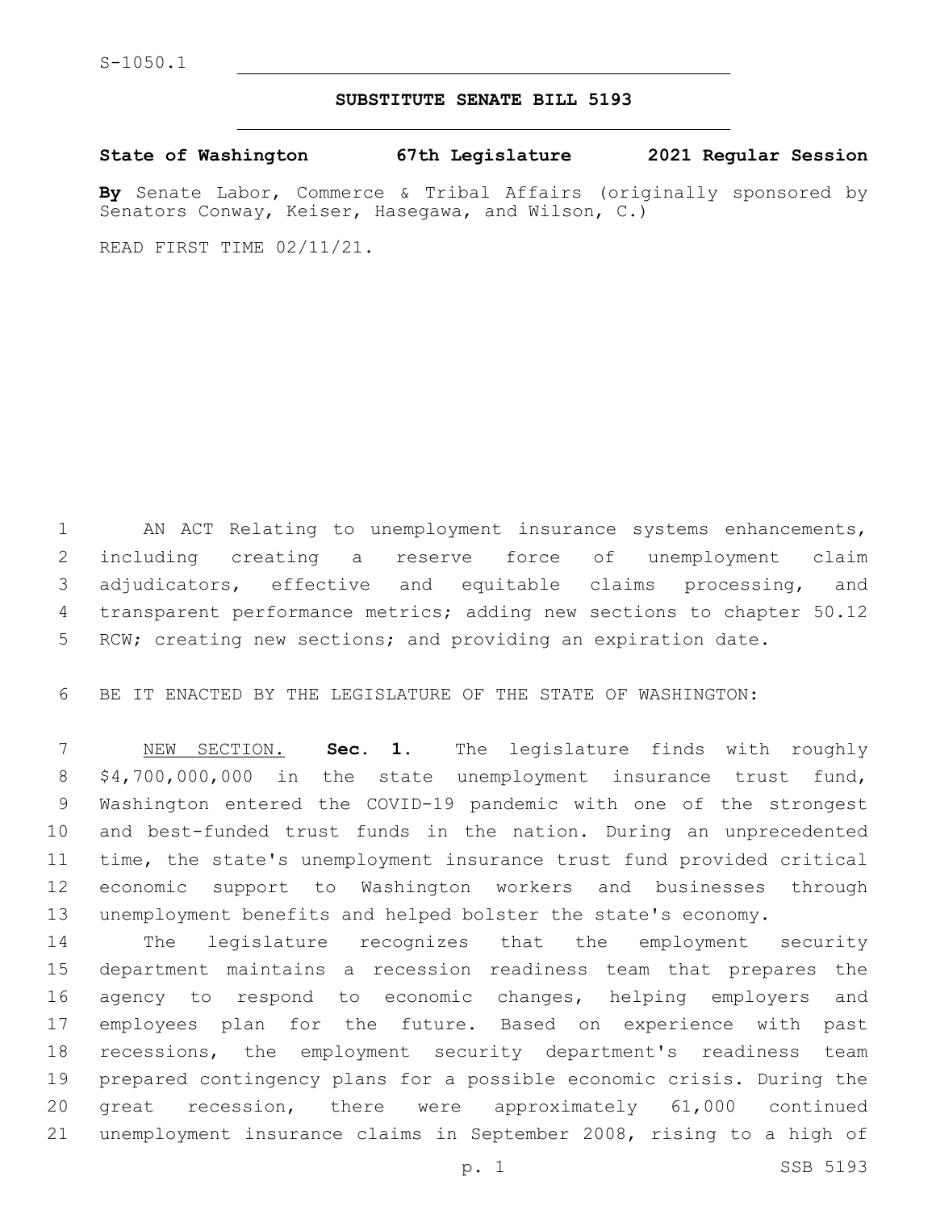S-1050.1

## SUBSTITUTE SENATE BILL 5193

**State of Washington 67th Legislature 2021 Regular Session**

**By** Senate Labor, Commerce & Tribal Affairs (originally sponsored by Senators Conway, Keiser, Hasegawa, and Wilson, C.)

READ FIRST TIME 02/11/21.

AN ACT Relating to unemployment insurance systems enhancements, including creating a reserve force of unemployment claim adjudicators, effective and equitable claims processing, and transparent performance metrics; adding new sections to chapter 50.12 RCW; creating new sections; and providing an expiration date.

BE IT ENACTED BY THE LEGISLATURE OF THE STATE OF WASHINGTON:

NEW SECTION. **Sec. 1.** The legislature finds with roughly $4,700,000,000 in the state unemployment insurance trust fund, Washington entered the COVID-19 pandemic with one of the strongest and best-funded trust funds in the nation. During an unprecedented time, the state's unemployment insurance trust fund provided critical economic support to Washington workers and businesses through unemployment benefits and helped bolster the state's economy.

The legislature recognizes that the employment security department maintains a recession readiness team that prepares the agency to respond to economic changes, helping employers and employees plan for the future. Based on experience with past recessions, the employment security department's readiness team prepared contingency plans for a possible economic crisis. During the great recession, there were approximately 61,000 continued unemployment insurance claims in September 2008, rising to a high of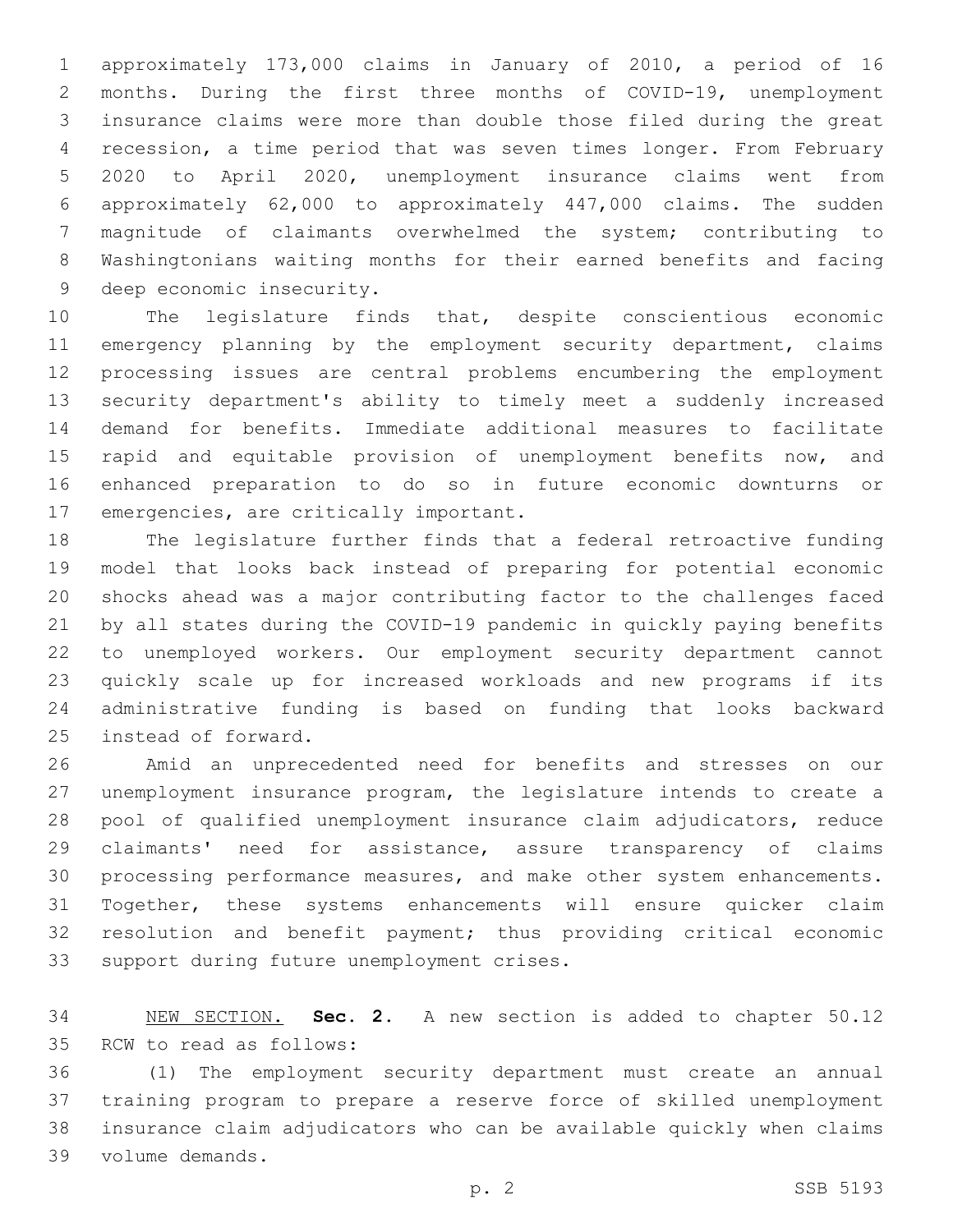approximately 173,000 claims in January of 2010, a period of 16 months. During the first three months of COVID-19, unemployment insurance claims were more than double those filed during the great recession, a time period that was seven times longer. From February 2020 to April 2020, unemployment insurance claims went from approximately 62,000 to approximately 447,000 claims. The sudden magnitude of claimants overwhelmed the system; contributing to Washingtonians waiting months for their earned benefits and facing deep economic insecurity.

The legislature finds that, despite conscientious economic emergency planning by the employment security department, claims processing issues are central problems encumbering the employment security department's ability to timely meet a suddenly increased demand for benefits. Immediate additional measures to facilitate rapid and equitable provision of unemployment benefits now, and enhanced preparation to do so in future economic downturns or emergencies, are critically important.

The legislature further finds that a federal retroactive funding model that looks back instead of preparing for potential economic shocks ahead was a major contributing factor to the challenges faced by all states during the COVID-19 pandemic in quickly paying benefits to unemployed workers. Our employment security department cannot quickly scale up for increased workloads and new programs if its administrative funding is based on funding that looks backward instead of forward.

Amid an unprecedented need for benefits and stresses on our unemployment insurance program, the legislature intends to create a pool of qualified unemployment insurance claim adjudicators, reduce claimants' need for assistance, assure transparency of claims processing performance measures, and make other system enhancements. Together, these systems enhancements will ensure quicker claim resolution and benefit payment; thus providing critical economic support during future unemployment crises.

NEW SECTION. **Sec. 2.** A new section is added to chapter 50.12 RCW to read as follows:

(1) The employment security department must create an annual training program to prepare a reserve force of skilled unemployment insurance claim adjudicators who can be available quickly when claims volume demands.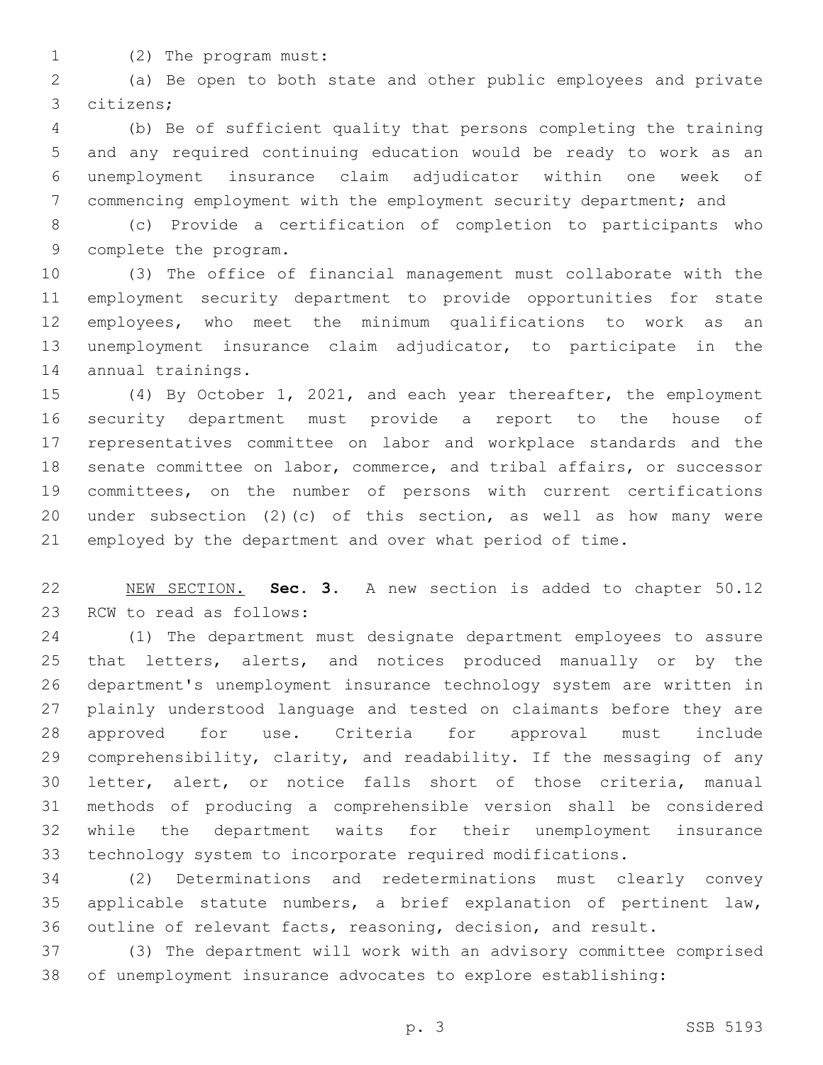(2) The program must:

(a) Be open to both state and other public employees and private citizens;

(b) Be of sufficient quality that persons completing the training and any required continuing education would be ready to work as an unemployment insurance claim adjudicator within one week of commencing employment with the employment security department; and

(c) Provide a certification of completion to participants who complete the program.

(3) The office of financial management must collaborate with the employment security department to provide opportunities for state employees, who meet the minimum qualifications to work as an unemployment insurance claim adjudicator, to participate in the annual trainings.

(4) By October 1, 2021, and each year thereafter, the employment security department must provide a report to the house of representatives committee on labor and workplace standards and the senate committee on labor, commerce, and tribal affairs, or successor committees, on the number of persons with current certifications under subsection (2)(c) of this section, as well as how many were employed by the department and over what period of time.

NEW SECTION. **Sec. 3.** A new section is added to chapter 50.12 RCW to read as follows:

(1) The department must designate department employees to assure that letters, alerts, and notices produced manually or by the department's unemployment insurance technology system are written in plainly understood language and tested on claimants before they are approved for use. Criteria for approval must include comprehensibility, clarity, and readability. If the messaging of any letter, alert, or notice falls short of those criteria, manual methods of producing a comprehensible version shall be considered while the department waits for their unemployment insurance technology system to incorporate required modifications.

(2) Determinations and redeterminations must clearly convey applicable statute numbers, a brief explanation of pertinent law, outline of relevant facts, reasoning, decision, and result.

(3) The department will work with an advisory committee comprised of unemployment insurance advocates to explore establishing: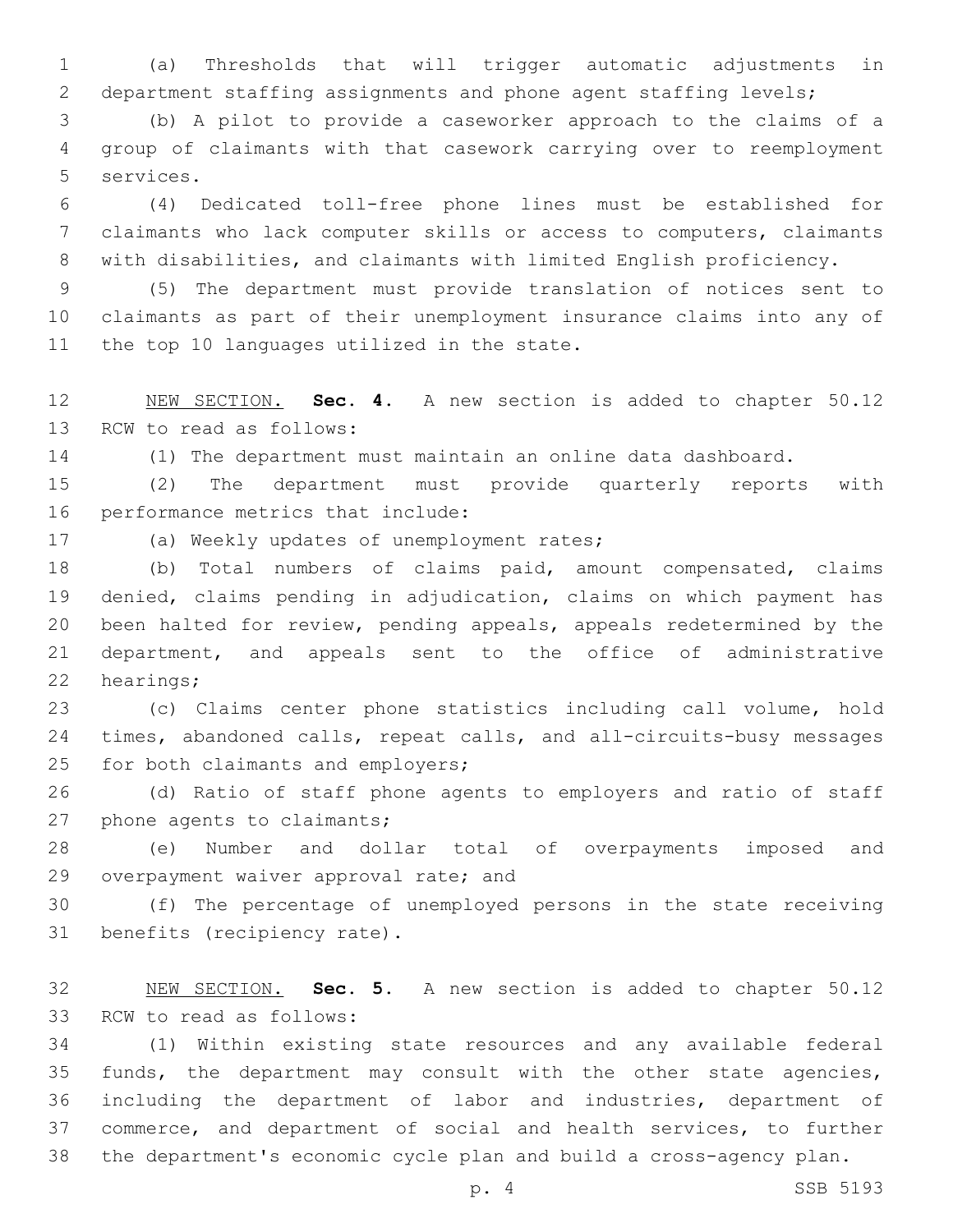(a) Thresholds that will trigger automatic adjustments in department staffing assignments and phone agent staffing levels;

(b) A pilot to provide a caseworker approach to the claims of a group of claimants with that casework carrying over to reemployment services.

(4) Dedicated toll-free phone lines must be established for claimants who lack computer skills or access to computers, claimants with disabilities, and claimants with limited English proficiency.

(5) The department must provide translation of notices sent to claimants as part of their unemployment insurance claims into any of the top 10 languages utilized in the state.

NEW SECTION. **Sec. 4.** A new section is added to chapter 50.12 RCW to read as follows:

(1) The department must maintain an online data dashboard.

(2) The department must provide quarterly reports with performance metrics that include:

(a) Weekly updates of unemployment rates;

(b) Total numbers of claims paid, amount compensated, claims denied, claims pending in adjudication, claims on which payment has been halted for review, pending appeals, appeals redetermined by the department, and appeals sent to the office of administrative hearings;

(c) Claims center phone statistics including call volume, hold times, abandoned calls, repeat calls, and all-circuits-busy messages for both claimants and employers;

(d) Ratio of staff phone agents to employers and ratio of staff phone agents to claimants;

(e) Number and dollar total of overpayments imposed and overpayment waiver approval rate; and

(f) The percentage of unemployed persons in the state receiving benefits (recipiency rate).

NEW SECTION. **Sec. 5.** A new section is added to chapter 50.12 RCW to read as follows:

(1) Within existing state resources and any available federal funds, the department may consult with the other state agencies, including the department of labor and industries, department of commerce, and department of social and health services, to further the department's economic cycle plan and build a cross-agency plan.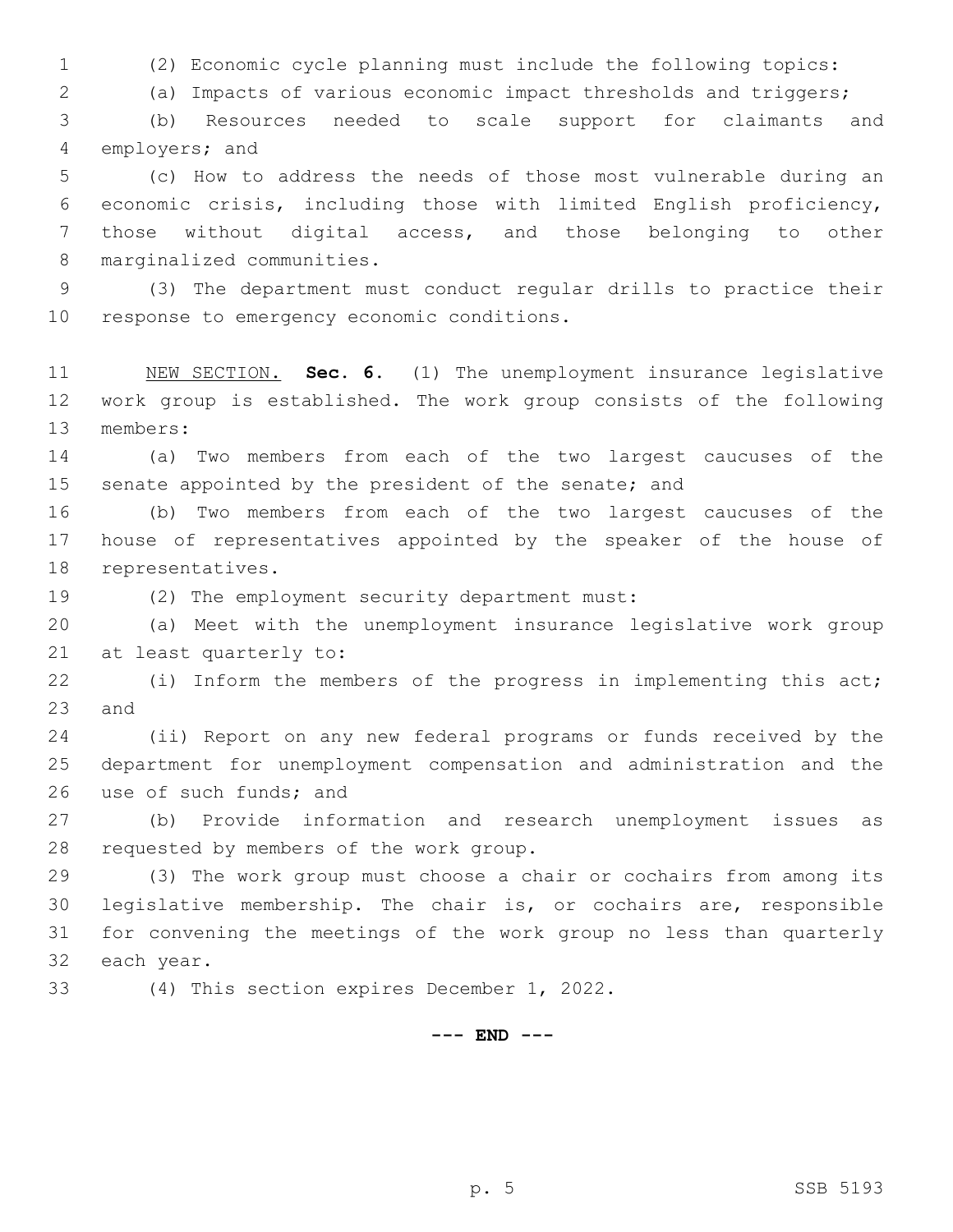(2) Economic cycle planning must include the following topics:

(a) Impacts of various economic impact thresholds and triggers;

(b) Resources needed to scale support for claimants and employers; and

(c) How to address the needs of those most vulnerable during an economic crisis, including those with limited English proficiency, those without digital access, and those belonging to other marginalized communities.

(3) The department must conduct regular drills to practice their response to emergency economic conditions.

NEW SECTION. **Sec. 6.** (1) The unemployment insurance legislative work group is established. The work group consists of the following members:

(a) Two members from each of the two largest caucuses of the senate appointed by the president of the senate; and

(b) Two members from each of the two largest caucuses of the house of representatives appointed by the speaker of the house of representatives.

(2) The employment security department must:

(a) Meet with the unemployment insurance legislative work group at least quarterly to:

(i) Inform the members of the progress in implementing this act; and

(ii) Report on any new federal programs or funds received by the department for unemployment compensation and administration and the use of such funds; and

(b) Provide information and research unemployment issues as requested by members of the work group.

(3) The work group must choose a chair or cochairs from among its legislative membership. The chair is, or cochairs are, responsible for convening the meetings of the work group no less than quarterly each year.

(4) This section expires December 1, 2022.

**--- END ---**